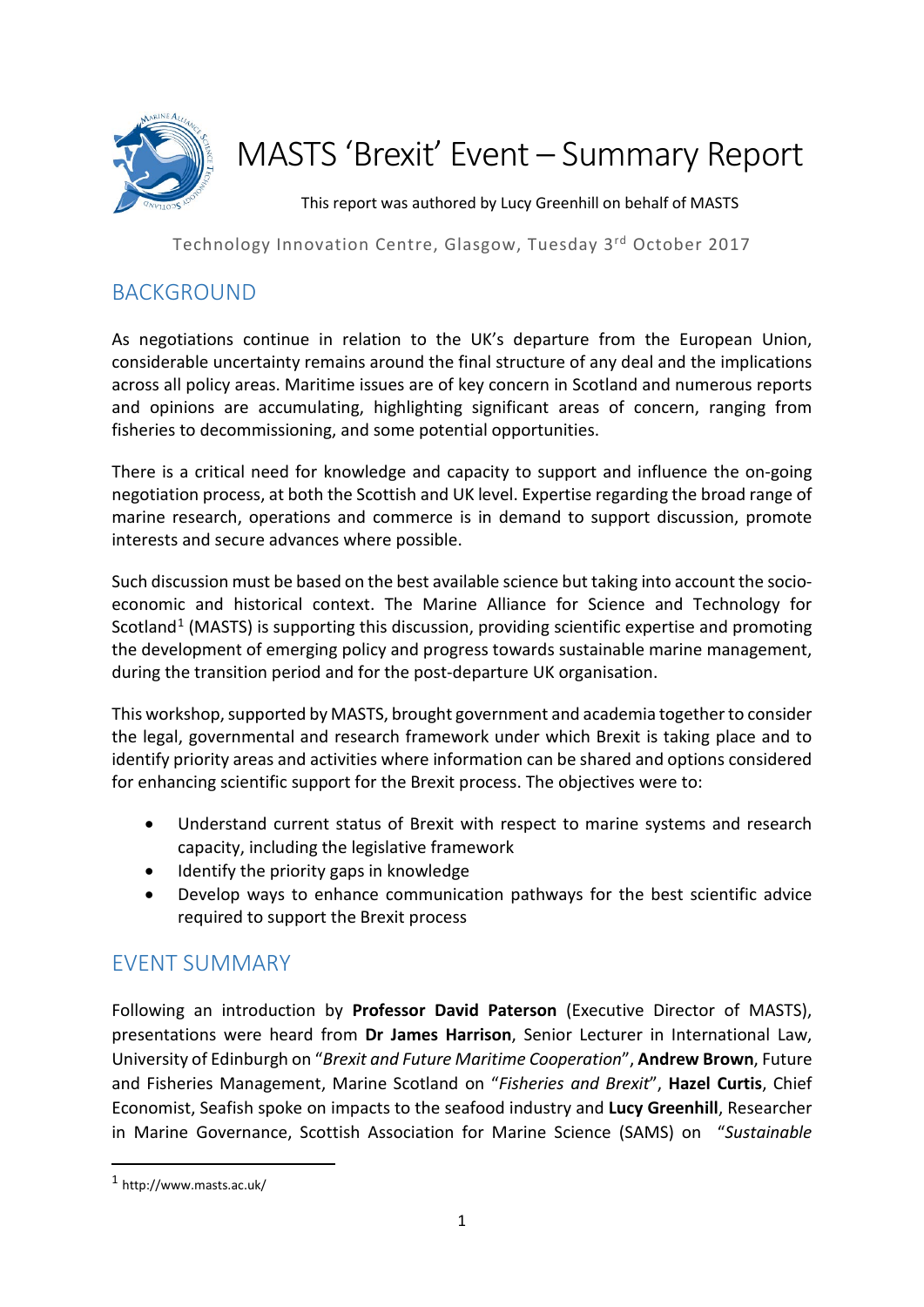# MASTS 'Brexit' Event – Summary Report

This report was authored by Lucy Greenhill on behalf of MASTS

Technology Innovation Centre, Glasgow, Tuesday 3rd October 2017

## BACKGROUND

As negotiations continue in relation to the UK's departure from the European Union, considerable uncertainty remains around the final structure of any deal and the implications across all policy areas. Maritime issues are of key concern in Scotland and numerous reports and opinions are accumulating, highlighting significant areas of concern, ranging from fisheries to decommissioning, and some potential opportunities.

There is a critical need for knowledge and capacity to support and influence the on-going negotiation process, at both the Scottish and UK level. Expertise regarding the broad range of marine research, operations and commerce is in demand to support discussion, promote interests and secure advances where possible.

Such discussion must be based on the best available science but taking into account the socio-economic and historical context. The Marine Alliance for Science and Technology for Scotland[1] (MASTS) is supporting this discussion, providing scientific expertise and promoting the development of emerging policy and progress towards sustainable marine management, during the transition period and for the post-departure UK organisation.

This workshop, supported by MASTS, brought government and academia together to consider the legal, governmental and research framework under which Brexit is taking place and to identify priority areas and activities where information can be shared and options considered for enhancing scientific support for the Brexit process. The objectives were to:

- Understand current status of Brexit with respect to marine systems and research capacity, including the legislative framework
- Identify the priority gaps in knowledge
- Develop ways to enhance communication pathways for the best scientific advice required to support the Brexit process

## EVENT SUMMARY

Following an introduction by **Professor David Paterson** (Executive Director of MASTS), presentations were heard from **Dr James Harrison**, Senior Lecturer in International Law, University of Edinburgh on "*Brexit and Future Maritime Cooperation*", **Andrew Brown**, Future and Fisheries Management, Marine Scotland on "*Fisheries and Brexit*", **Hazel Curtis**, Chief Economist, Seafish spoke on impacts to the seafood industry and **Lucy Greenhill**, Researcher in Marine Governance, Scottish Association for Marine Science (SAMS) on "*Sustainable

[1] http://www.masts.ac.uk/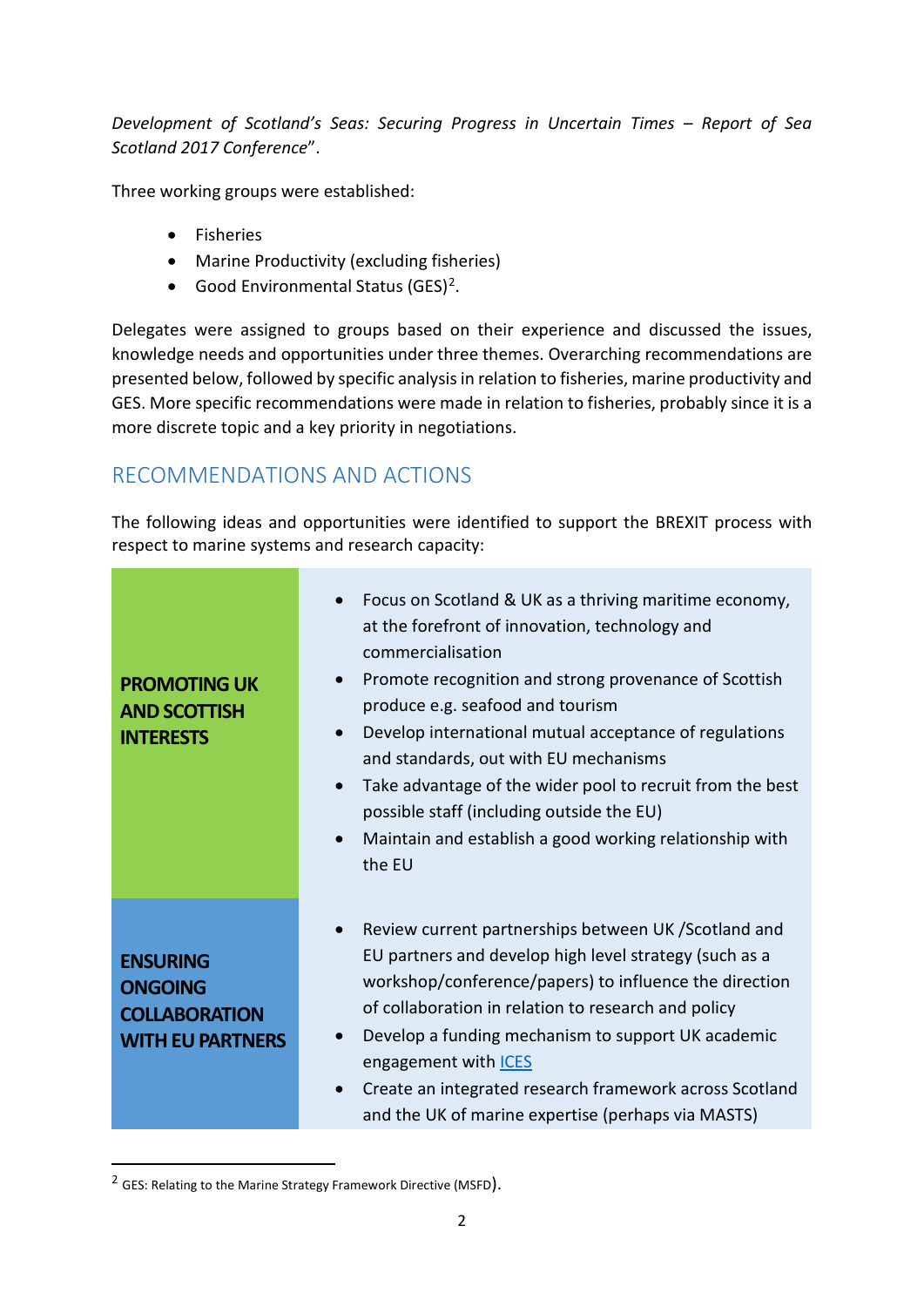*Development of Scotland's Seas: Securing Progress in Uncertain Times – Report of Sea Scotland 2017 Conference*".

Three working groups were established:

- Fisheries
- Marine Productivity (excluding fisheries)
- Good Environmental Status (GES)[2].

Delegates were assigned to groups based on their experience and discussed the issues, knowledge needs and opportunities under three themes. Overarching recommendations are presented below, followed by specific analysis in relation to fisheries, marine productivity and GES. More specific recommendations were made in relation to fisheries, probably since it is a more discrete topic and a key priority in negotiations.

## RECOMMENDATIONS AND ACTIONS

The following ideas and opportunities were identified to support the BREXIT process with respect to marine systems and research capacity:

| | |
|---|---|
| **PROMOTING UK AND SCOTTISH INTERESTS** | • Focus on Scotland & UK as a thriving maritime economy, at the forefront of innovation, technology and commercialisation<br>• Promote recognition and strong provenance of Scottish produce e.g. seafood and tourism<br>• Develop international mutual acceptance of regulations and standards, out with EU mechanisms<br>• Take advantage of the wider pool to recruit from the best possible staff (including outside the EU)<br>• Maintain and establish a good working relationship with the EU |
| **ENSURING ONGOING COLLABORATION WITH EU PARTNERS** | • Review current partnerships between UK /Scotland and EU partners and develop high level strategy (such as a workshop/conference/papers) to influence the direction of collaboration in relation to research and policy<br>• Develop a funding mechanism to support UK academic engagement with ICES<br>• Create an integrated research framework across Scotland and the UK of marine expertise (perhaps via MASTS) |

[2] GES: Relating to the Marine Strategy Framework Directive (MSFD).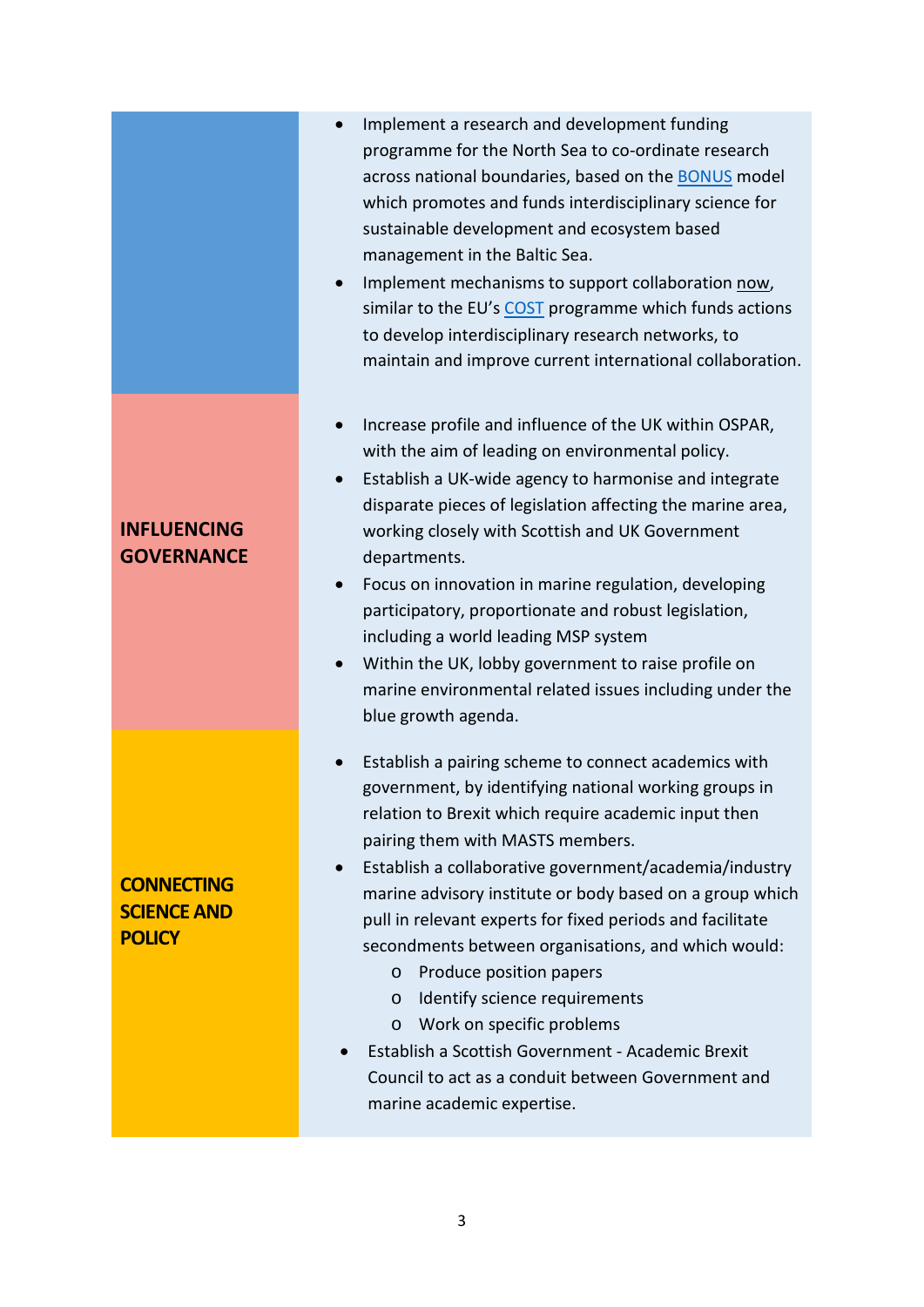- Implement a research and development funding programme for the North Sea to co-ordinate research across national boundaries, based on the BONUS model which promotes and funds interdisciplinary science for sustainable development and ecosystem based management in the Baltic Sea.
- Implement mechanisms to support collaboration now, similar to the EU's COST programme which funds actions to develop interdisciplinary research networks, to maintain and improve current international collaboration.

**INFLUENCING GOVERNANCE**

- Increase profile and influence of the UK within OSPAR, with the aim of leading on environmental policy.
- Establish a UK-wide agency to harmonise and integrate disparate pieces of legislation affecting the marine area, working closely with Scottish and UK Government departments.
- Focus on innovation in marine regulation, developing participatory, proportionate and robust legislation, including a world leading MSP system
- Within the UK, lobby government to raise profile on marine environmental related issues including under the blue growth agenda.

**CONNECTING SCIENCE AND POLICY**

- Establish a pairing scheme to connect academics with government, by identifying national working groups in relation to Brexit which require academic input then pairing them with MASTS members.
- Establish a collaborative government/academia/industry marine advisory institute or body based on a group which pull in relevant experts for fixed periods and facilitate secondments between organisations, and which would:
  - Produce position papers
  - Identify science requirements
  - Work on specific problems
- Establish a Scottish Government - Academic Brexit Council to act as a conduit between Government and marine academic expertise.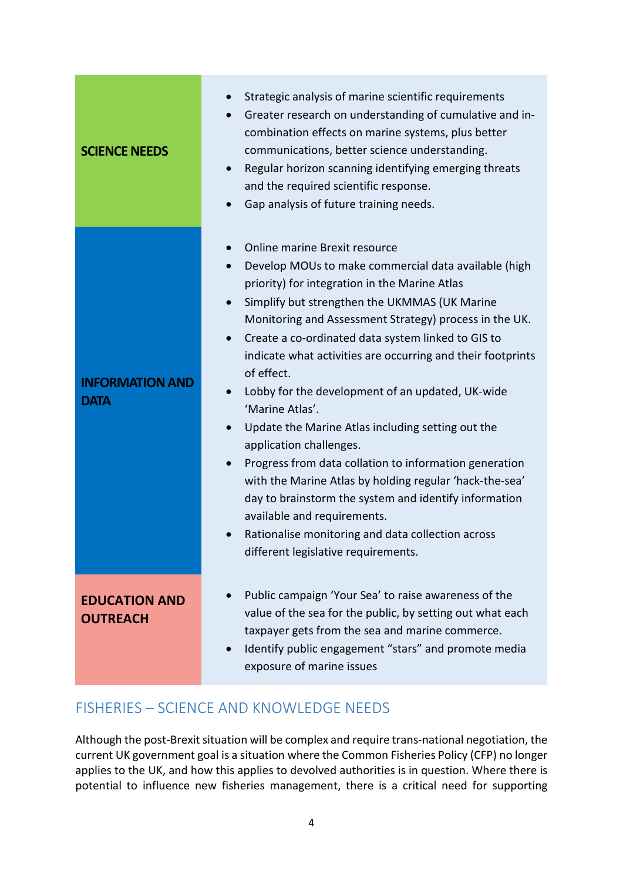| | |
|---|---|
| **SCIENCE NEEDS** | • Strategic analysis of marine scientific requirements<br>• Greater research on understanding of cumulative and in-combination effects on marine systems, plus better communications, better science understanding.<br>• Regular horizon scanning identifying emerging threats and the required scientific response.<br>• Gap analysis of future training needs. |
| **INFORMATION AND DATA** | • Online marine Brexit resource<br>• Develop MOUs to make commercial data available (high priority) for integration in the Marine Atlas<br>• Simplify but strengthen the UKMMAS (UK Marine Monitoring and Assessment Strategy) process in the UK.<br>• Create a co-ordinated data system linked to GIS to indicate what activities are occurring and their footprints of effect.<br>• Lobby for the development of an updated, UK-wide 'Marine Atlas'.<br>• Update the Marine Atlas including setting out the application challenges.<br>• Progress from data collation to information generation with the Marine Atlas by holding regular 'hack-the-sea' day to brainstorm the system and identify information available and requirements.<br>• Rationalise monitoring and data collection across different legislative requirements. |
| **EDUCATION AND OUTREACH** | • Public campaign 'Your Sea' to raise awareness of the value of the sea for the public, by setting out what each taxpayer gets from the sea and marine commerce.<br>• Identify public engagement "stars" and promote media exposure of marine issues |

## FISHERIES – SCIENCE AND KNOWLEDGE NEEDS

Although the post-Brexit situation will be complex and require trans-national negotiation, the current UK government goal is a situation where the Common Fisheries Policy (CFP) no longer applies to the UK, and how this applies to devolved authorities is in question. Where there is potential to influence new fisheries management, there is a critical need for supporting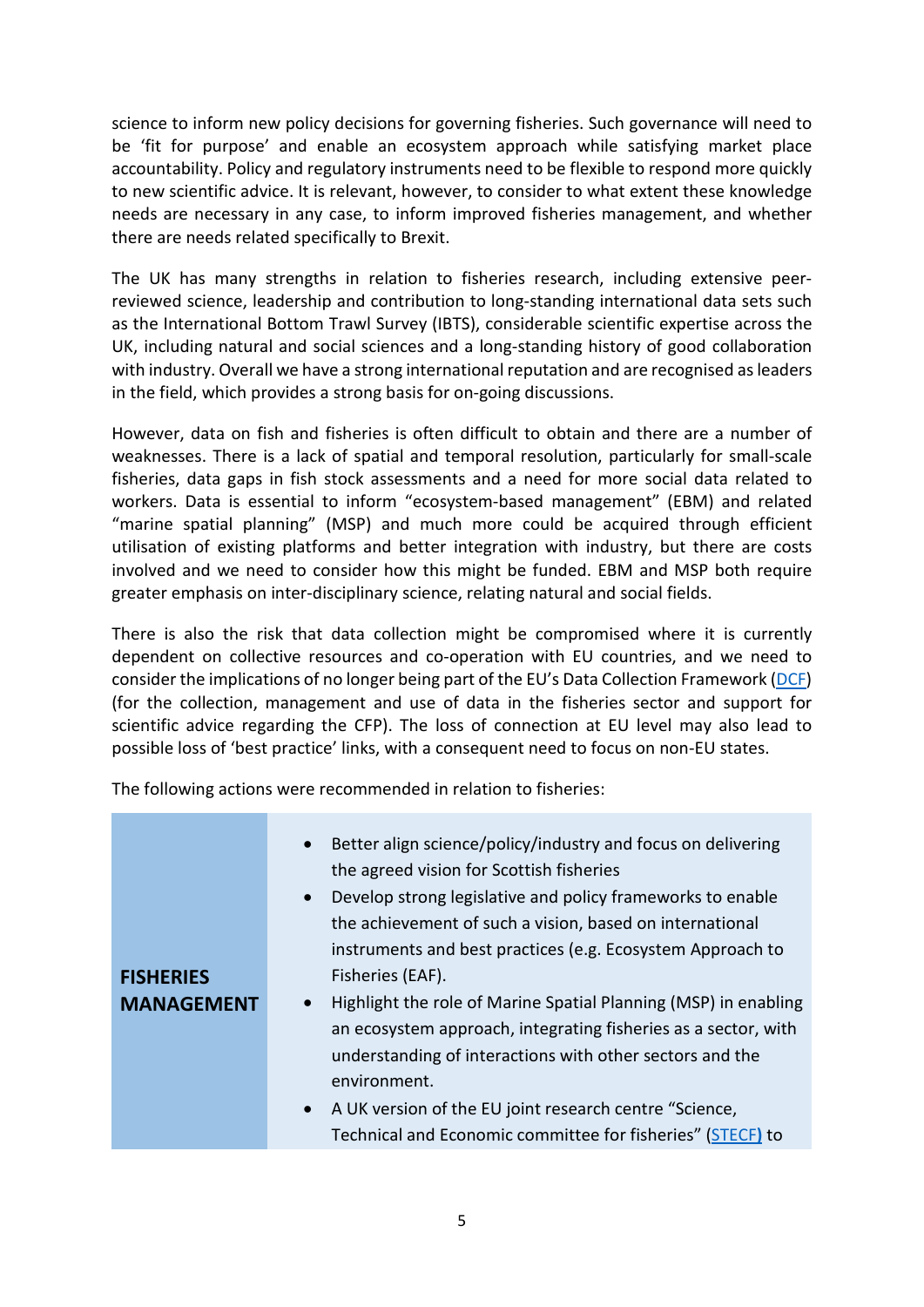science to inform new policy decisions for governing fisheries. Such governance will need to be 'fit for purpose' and enable an ecosystem approach while satisfying market place accountability. Policy and regulatory instruments need to be flexible to respond more quickly to new scientific advice. It is relevant, however, to consider to what extent these knowledge needs are necessary in any case, to inform improved fisheries management, and whether there are needs related specifically to Brexit.

The UK has many strengths in relation to fisheries research, including extensive peer-reviewed science, leadership and contribution to long-standing international data sets such as the International Bottom Trawl Survey (IBTS), considerable scientific expertise across the UK, including natural and social sciences and a long-standing history of good collaboration with industry. Overall we have a strong international reputation and are recognised as leaders in the field, which provides a strong basis for on-going discussions.

However, data on fish and fisheries is often difficult to obtain and there are a number of weaknesses. There is a lack of spatial and temporal resolution, particularly for small-scale fisheries, data gaps in fish stock assessments and a need for more social data related to workers. Data is essential to inform "ecosystem-based management" (EBM) and related "marine spatial planning" (MSP) and much more could be acquired through efficient utilisation of existing platforms and better integration with industry, but there are costs involved and we need to consider how this might be funded. EBM and MSP both require greater emphasis on inter-disciplinary science, relating natural and social fields.

There is also the risk that data collection might be compromised where it is currently dependent on collective resources and co-operation with EU countries, and we need to consider the implications of no longer being part of the EU's Data Collection Framework (DCF) (for the collection, management and use of data in the fisheries sector and support for scientific advice regarding the CFP). The loss of connection at EU level may also lead to possible loss of 'best practice' links, with a consequent need to focus on non-EU states.

The following actions were recommended in relation to fisheries:

| | |
|---|---|
| **FISHERIES MANAGEMENT** | • Better align science/policy/industry and focus on delivering the agreed vision for Scottish fisheries<br>• Develop strong legislative and policy frameworks to enable the achievement of such a vision, based on international instruments and best practices (e.g. Ecosystem Approach to Fisheries (EAF).<br>• Highlight the role of Marine Spatial Planning (MSP) in enabling an ecosystem approach, integrating fisheries as a sector, with understanding of interactions with other sectors and the environment.<br>• A UK version of the EU joint research centre "Science, Technical and Economic committee for fisheries" (STECF) to |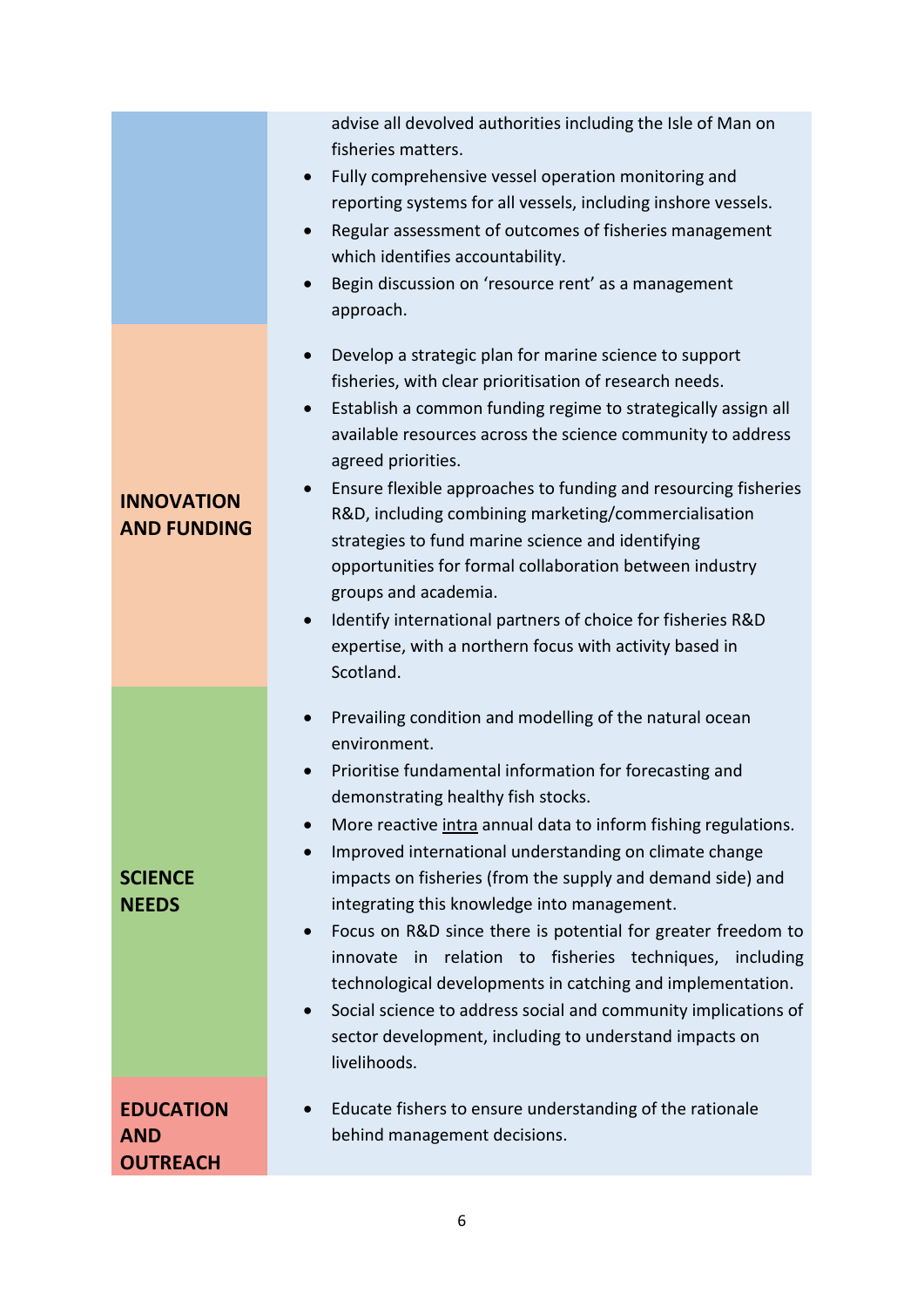| | |
|---|---|
| | advise all devolved authorities including the Isle of Man on fisheries matters.<br>• Fully comprehensive vessel operation monitoring and reporting systems for all vessels, including inshore vessels.<br>• Regular assessment of outcomes of fisheries management which identifies accountability.<br>• Begin discussion on 'resource rent' as a management approach. |
| **INNOVATION AND FUNDING** | • Develop a strategic plan for marine science to support fisheries, with clear prioritisation of research needs.<br>• Establish a common funding regime to strategically assign all available resources across the science community to address agreed priorities.<br>• Ensure flexible approaches to funding and resourcing fisheries R&D, including combining marketing/commercialisation strategies to fund marine science and identifying opportunities for formal collaboration between industry groups and academia.<br>• Identify international partners of choice for fisheries R&D expertise, with a northern focus with activity based in Scotland. |
| **SCIENCE NEEDS** | • Prevailing condition and modelling of the natural ocean environment.<br>• Prioritise fundamental information for forecasting and demonstrating healthy fish stocks.<br>• More reactive <u>intra</u> annual data to inform fishing regulations.<br>• Improved international understanding on climate change impacts on fisheries (from the supply and demand side) and integrating this knowledge into management.<br>• Focus on R&D since there is potential for greater freedom to innovate in relation to fisheries techniques, including technological developments in catching and implementation.<br>• Social science to address social and community implications of sector development, including to understand impacts on livelihoods. |
| **EDUCATION AND OUTREACH** | • Educate fishers to ensure understanding of the rationale behind management decisions. |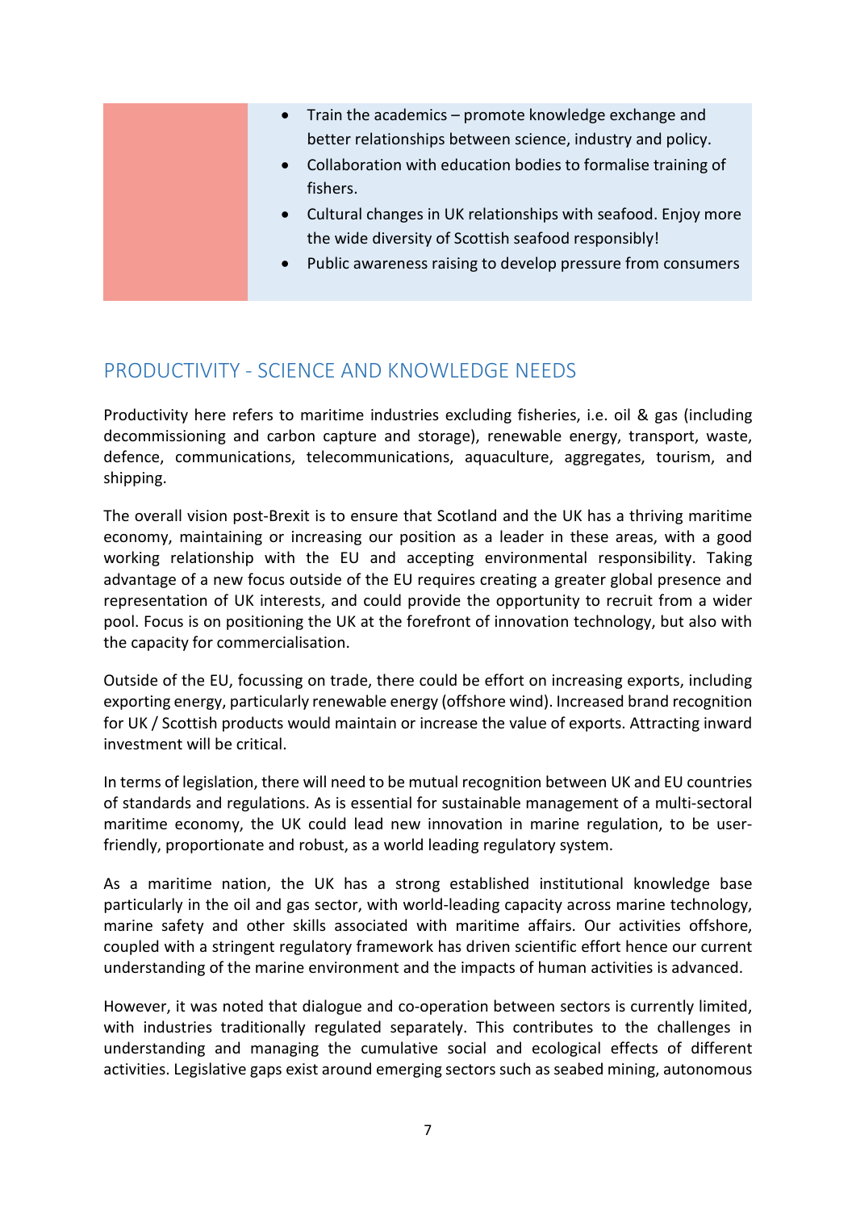|  | - Train the academics – promote knowledge exchange and better relationships between science, industry and policy.<br>- Collaboration with education bodies to formalise training of fishers.<br>- Cultural changes in UK relationships with seafood. Enjoy more the wide diversity of Scottish seafood responsibly!<br>- Public awareness raising to develop pressure from consumers |
|---|---|

## PRODUCTIVITY - SCIENCE AND KNOWLEDGE NEEDS

Productivity here refers to maritime industries excluding fisheries, i.e. oil & gas (including decommissioning and carbon capture and storage), renewable energy, transport, waste, defence, communications, telecommunications, aquaculture, aggregates, tourism, and shipping.

The overall vision post-Brexit is to ensure that Scotland and the UK has a thriving maritime economy, maintaining or increasing our position as a leader in these areas, with a good working relationship with the EU and accepting environmental responsibility. Taking advantage of a new focus outside of the EU requires creating a greater global presence and representation of UK interests, and could provide the opportunity to recruit from a wider pool. Focus is on positioning the UK at the forefront of innovation technology, but also with the capacity for commercialisation.

Outside of the EU, focussing on trade, there could be effort on increasing exports, including exporting energy, particularly renewable energy (offshore wind). Increased brand recognition for UK / Scottish products would maintain or increase the value of exports. Attracting inward investment will be critical.

In terms of legislation, there will need to be mutual recognition between UK and EU countries of standards and regulations. As is essential for sustainable management of a multi-sectoral maritime economy, the UK could lead new innovation in marine regulation, to be user-friendly, proportionate and robust, as a world leading regulatory system.

As a maritime nation, the UK has a strong established institutional knowledge base particularly in the oil and gas sector, with world-leading capacity across marine technology, marine safety and other skills associated with maritime affairs. Our activities offshore, coupled with a stringent regulatory framework has driven scientific effort hence our current understanding of the marine environment and the impacts of human activities is advanced.

However, it was noted that dialogue and co-operation between sectors is currently limited, with industries traditionally regulated separately. This contributes to the challenges in understanding and managing the cumulative social and ecological effects of different activities. Legislative gaps exist around emerging sectors such as seabed mining, autonomous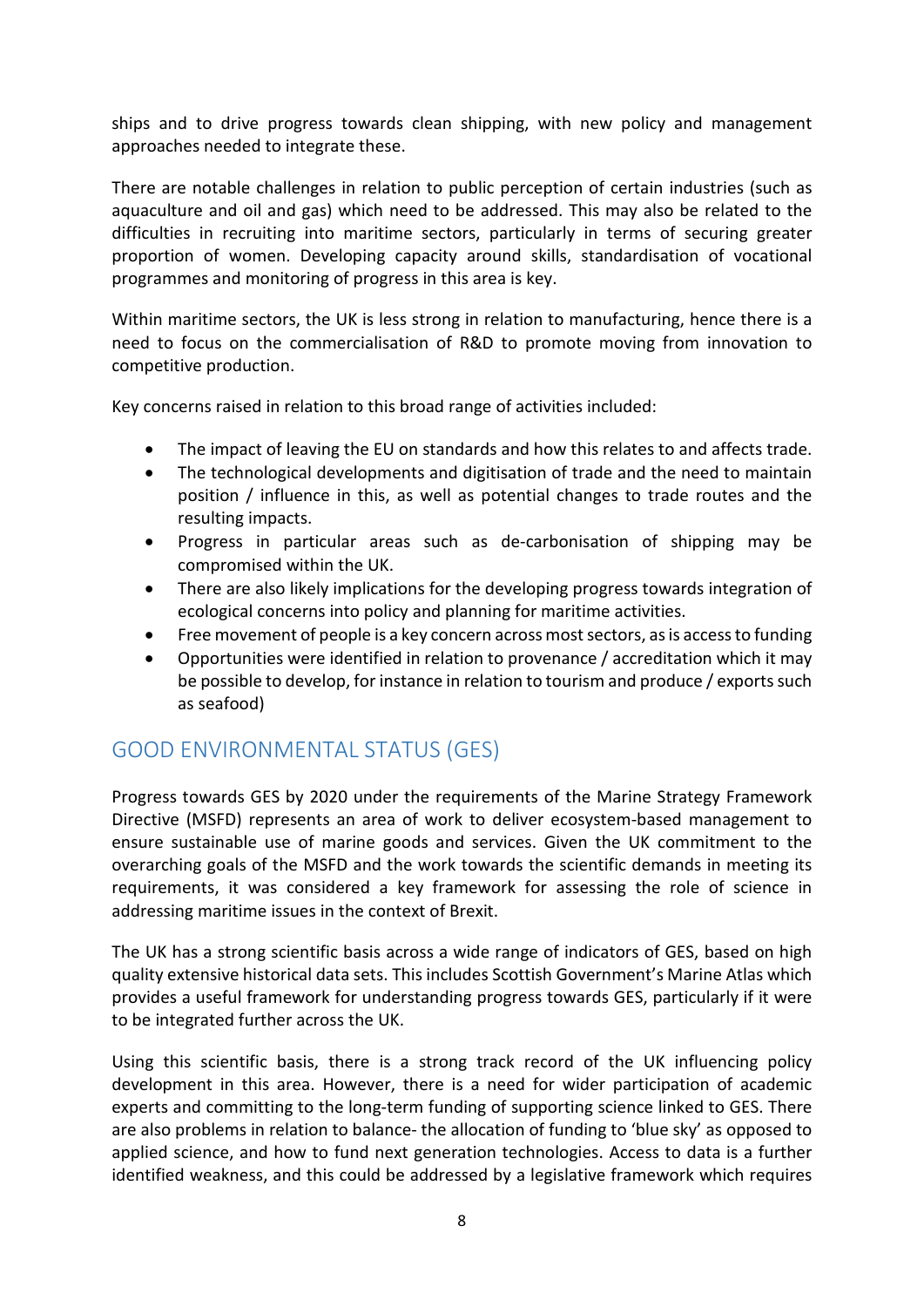ships and to drive progress towards clean shipping, with new policy and management approaches needed to integrate these.

There are notable challenges in relation to public perception of certain industries (such as aquaculture and oil and gas) which need to be addressed. This may also be related to the difficulties in recruiting into maritime sectors, particularly in terms of securing greater proportion of women. Developing capacity around skills, standardisation of vocational programmes and monitoring of progress in this area is key.

Within maritime sectors, the UK is less strong in relation to manufacturing, hence there is a need to focus on the commercialisation of R&D to promote moving from innovation to competitive production.

Key concerns raised in relation to this broad range of activities included:

- The impact of leaving the EU on standards and how this relates to and affects trade.
- The technological developments and digitisation of trade and the need to maintain position / influence in this, as well as potential changes to trade routes and the resulting impacts.
- Progress in particular areas such as de-carbonisation of shipping may be compromised within the UK.
- There are also likely implications for the developing progress towards integration of ecological concerns into policy and planning for maritime activities.
- Free movement of people is a key concern across most sectors, as is access to funding
- Opportunities were identified in relation to provenance / accreditation which it may be possible to develop, for instance in relation to tourism and produce / exports such as seafood)

## GOOD ENVIRONMENTAL STATUS (GES)

Progress towards GES by 2020 under the requirements of the Marine Strategy Framework Directive (MSFD) represents an area of work to deliver ecosystem-based management to ensure sustainable use of marine goods and services. Given the UK commitment to the overarching goals of the MSFD and the work towards the scientific demands in meeting its requirements, it was considered a key framework for assessing the role of science in addressing maritime issues in the context of Brexit.

The UK has a strong scientific basis across a wide range of indicators of GES, based on high quality extensive historical data sets. This includes Scottish Government's Marine Atlas which provides a useful framework for understanding progress towards GES, particularly if it were to be integrated further across the UK.

Using this scientific basis, there is a strong track record of the UK influencing policy development in this area. However, there is a need for wider participation of academic experts and committing to the long-term funding of supporting science linked to GES. There are also problems in relation to balance- the allocation of funding to 'blue sky' as opposed to applied science, and how to fund next generation technologies. Access to data is a further identified weakness, and this could be addressed by a legislative framework which requires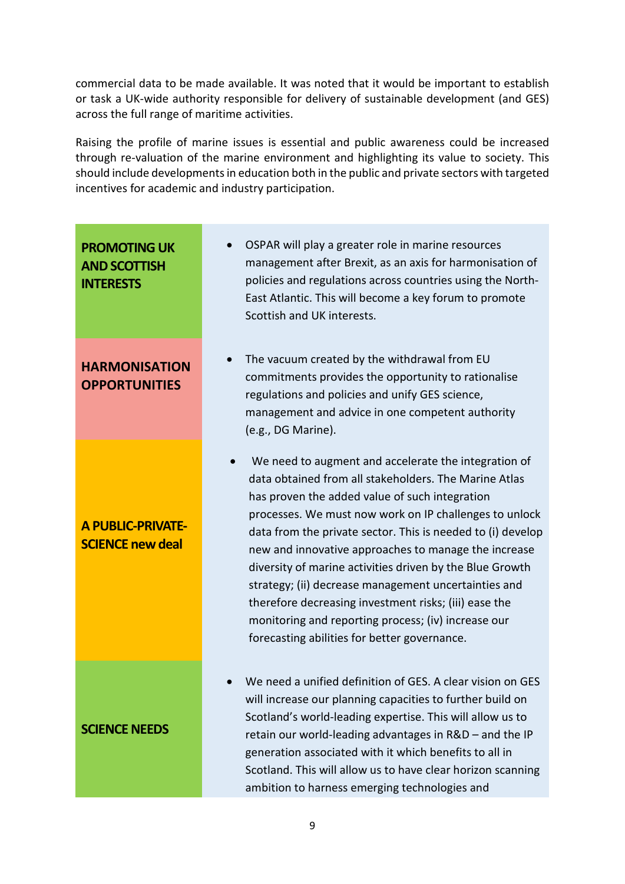commercial data to be made available. It was noted that it would be important to establish or task a UK-wide authority responsible for delivery of sustainable development (and GES) across the full range of maritime activities.

Raising the profile of marine issues is essential and public awareness could be increased through re-valuation of the marine environment and highlighting its value to society. This should include developments in education both in the public and private sectors with targeted incentives for academic and industry participation.

| | |
|---|---|
| **PROMOTING UK AND SCOTTISH INTERESTS** | • OSPAR will play a greater role in marine resources management after Brexit, as an axis for harmonisation of policies and regulations across countries using the North-East Atlantic. This will become a key forum to promote Scottish and UK interests. |
| **HARMONISATION OPPORTUNITIES** | • The vacuum created by the withdrawal from EU commitments provides the opportunity to rationalise regulations and policies and unify GES science, management and advice in one competent authority (e.g., DG Marine). |
| **A PUBLIC-PRIVATE-SCIENCE new deal** | • We need to augment and accelerate the integration of data obtained from all stakeholders. The Marine Atlas has proven the added value of such integration processes. We must now work on IP challenges to unlock data from the private sector. This is needed to (i) develop new and innovative approaches to manage the increase diversity of marine activities driven by the Blue Growth strategy; (ii) decrease management uncertainties and therefore decreasing investment risks; (iii) ease the monitoring and reporting process; (iv) increase our forecasting abilities for better governance. |
| **SCIENCE NEEDS** | • We need a unified definition of GES. A clear vision on GES will increase our planning capacities to further build on Scotland's world-leading expertise. This will allow us to retain our world-leading advantages in R&D – and the IP generation associated with it which benefits to all in Scotland. This will allow us to have clear horizon scanning ambition to harness emerging technologies and |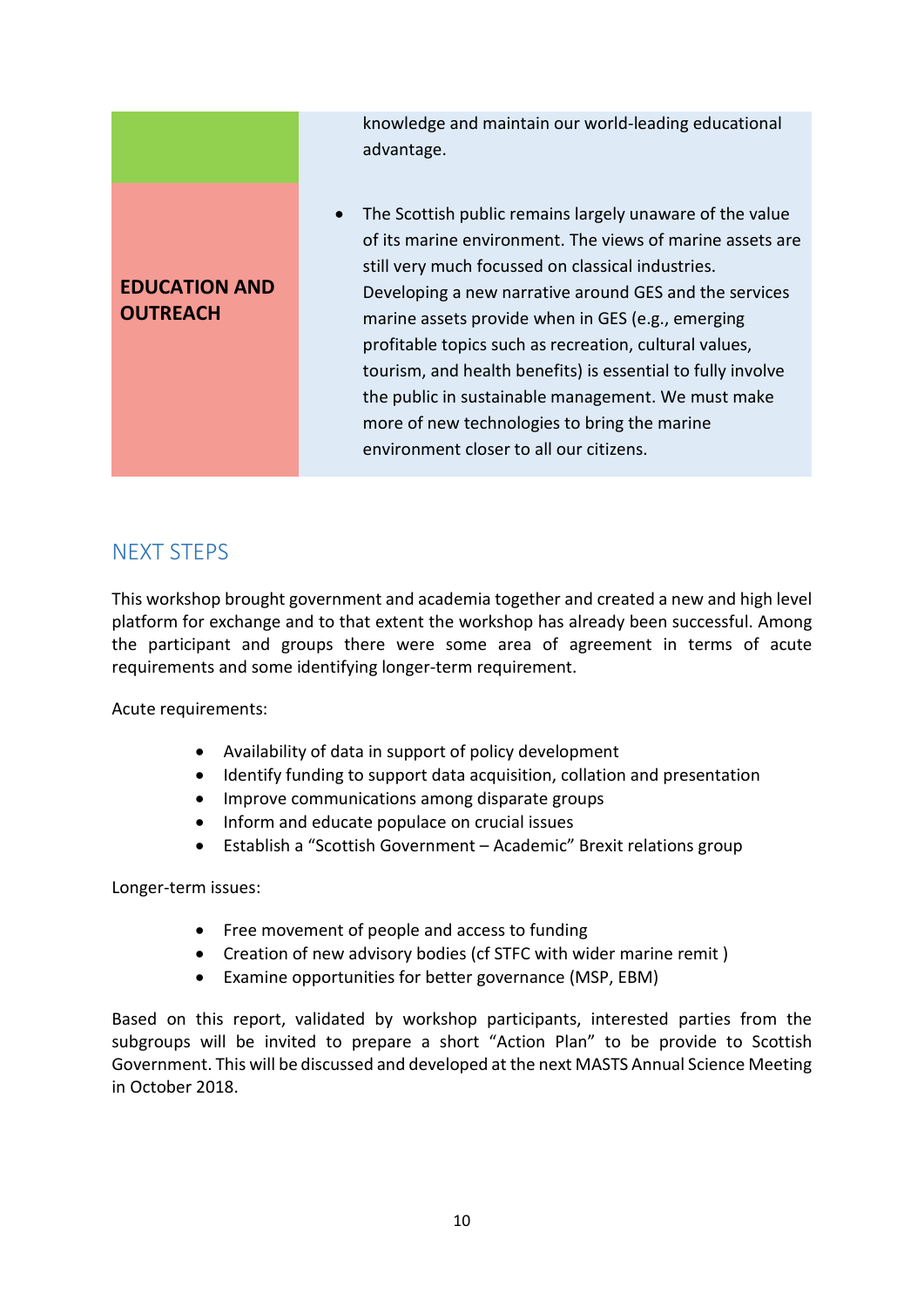| | |
|---|---|
| | knowledge and maintain our world-leading educational advantage. |
| **EDUCATION AND OUTREACH** | • The Scottish public remains largely unaware of the value of its marine environment. The views of marine assets are still very much focussed on classical industries. Developing a new narrative around GES and the services marine assets provide when in GES (e.g., emerging profitable topics such as recreation, cultural values, tourism, and health benefits) is essential to fully involve the public in sustainable management. We must make more of new technologies to bring the marine environment closer to all our citizens. |

## NEXT STEPS

This workshop brought government and academia together and created a new and high level platform for exchange and to that extent the workshop has already been successful. Among the participant and groups there were some area of agreement in terms of acute requirements and some identifying longer-term requirement.

Acute requirements:

- Availability of data in support of policy development
- Identify funding to support data acquisition, collation and presentation
- Improve communications among disparate groups
- Inform and educate populace on crucial issues
- Establish a "Scottish Government – Academic" Brexit relations group

Longer-term issues:

- Free movement of people and access to funding
- Creation of new advisory bodies (cf STFC with wider marine remit )
- Examine opportunities for better governance (MSP, EBM)

Based on this report, validated by workshop participants, interested parties from the subgroups will be invited to prepare a short "Action Plan" to be provide to Scottish Government. This will be discussed and developed at the next MASTS Annual Science Meeting in October 2018.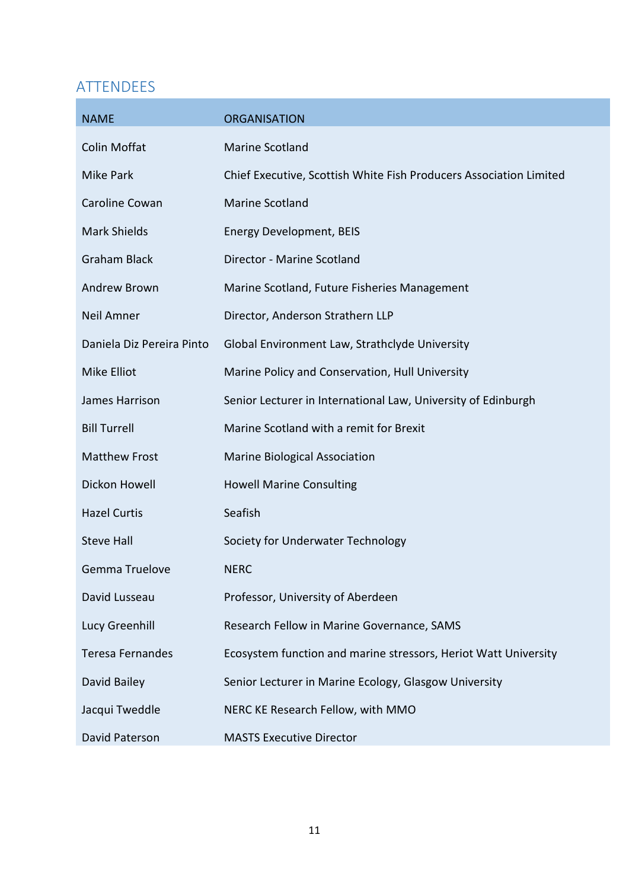## ATTENDEES

| NAME | ORGANISATION |
|---|---|
| Colin Moffat | Marine Scotland |
| Mike Park | Chief Executive, Scottish White Fish Producers Association Limited |
| Caroline Cowan | Marine Scotland |
| Mark Shields | Energy Development, BEIS |
| Graham Black | Director - Marine Scotland |
| Andrew Brown | Marine Scotland, Future Fisheries Management |
| Neil Amner | Director, Anderson Strathern LLP |
| Daniela Diz Pereira Pinto | Global Environment Law, Strathclyde University |
| Mike Elliot | Marine Policy and Conservation, Hull University |
| James Harrison | Senior Lecturer in International Law, University of Edinburgh |
| Bill Turrell | Marine Scotland with a remit for Brexit |
| Matthew Frost | Marine Biological Association |
| Dickon Howell | Howell Marine Consulting |
| Hazel Curtis | Seafish |
| Steve Hall | Society for Underwater Technology |
| Gemma Truelove | NERC |
| David Lusseau | Professor, University of Aberdeen |
| Lucy Greenhill | Research Fellow in Marine Governance, SAMS |
| Teresa Fernandes | Ecosystem function and marine stressors, Heriot Watt University |
| David Bailey | Senior Lecturer in Marine Ecology, Glasgow University |
| Jacqui Tweddle | NERC KE Research Fellow, with MMO |
| David Paterson | MASTS Executive Director |